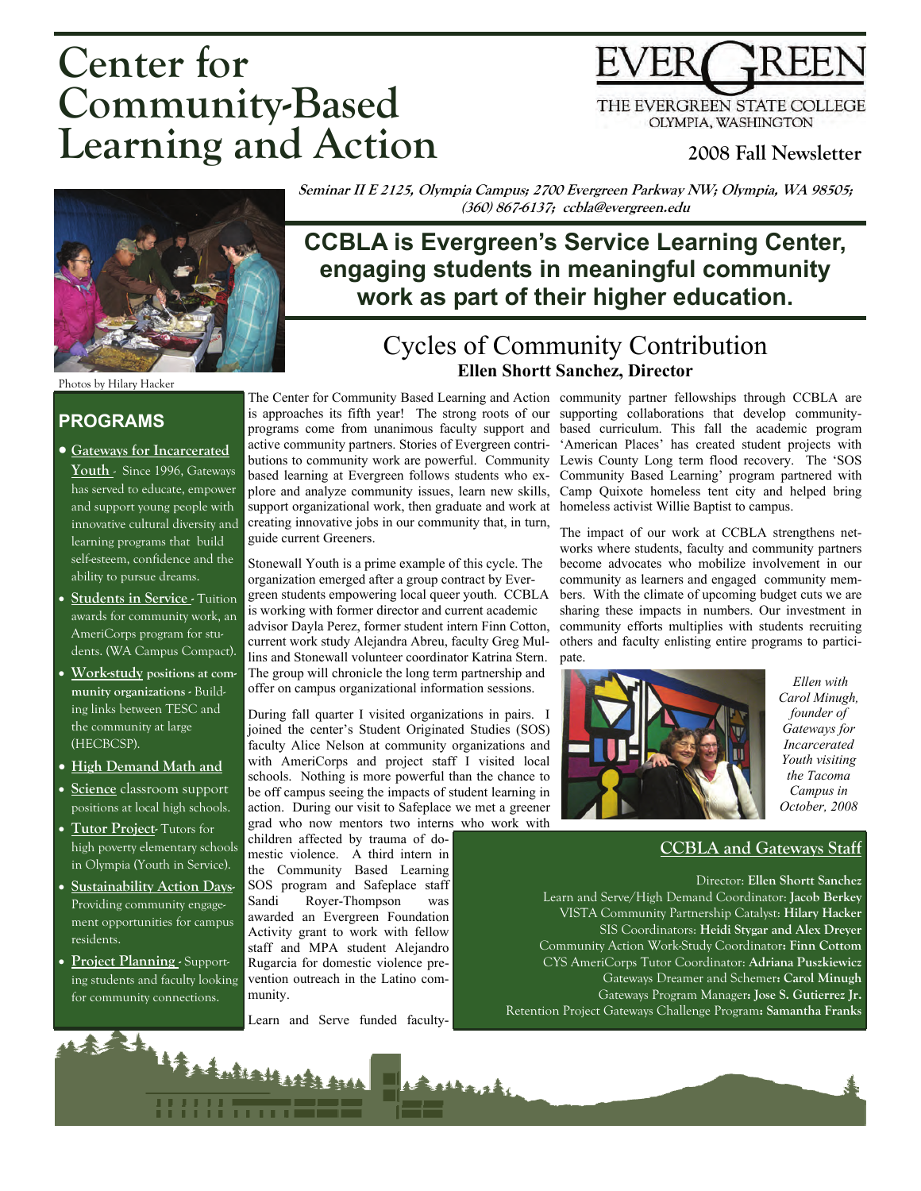# Center for Community-Based Learning and Action

THE EVERGREEN STATE COLLEGE
OLYMPIA, WASHINGTON

**2008 Fall Newsletter**

**Seminar II E 2125, Olympia Campus; 2700 Evergreen Parkway NW; Olympia, WA 98505; (360) 867-6137; ccbla@evergreen.edu**

## CCBLA is Evergreen's Service Learning Center, engaging students in meaningful community work as part of their higher education.

Photos by Hilary Hacker

## PROGRAMS

- **Gateways for Incarcerated Youth** - Since 1996, Gateways has served to educate, empower and support young people with innovative cultural diversity and learning programs that build self-esteem, confidence and the ability to pursue dreams.
- **Students in Service** - Tuition awards for community work, an AmeriCorps program for students. (WA Campus Compact).
- **Work-study positions at community organizations** - Building links between TESC and the community at large (HECBCSP).
- **High Demand Math and Science** classroom support positions at local high schools.
- **Tutor Project**- Tutors for high poverty elementary schools in Olympia (Youth in Service).
- **Sustainability Action Days**- Providing community engagement opportunities for campus residents.
- **Project Planning** - Supporting students and faculty looking for community connections.

## Cycles of Community Contribution

**Ellen Shortt Sanchez, Director**

The Center for Community Based Learning and Action is approaches its fifth year! The strong roots of our programs come from unanimous faculty support and active community partners. Stories of Evergreen contributions to community work are powerful. Community based learning at Evergreen follows students who explore and analyze community issues, learn new skills, support organizational work, then graduate and work at creating innovative jobs in our community that, in turn, guide current Greeners.

Stonewall Youth is a prime example of this cycle. The organization emerged after a group contract by Evergreen students empowering local queer youth. CCBLA is working with former director and current academic advisor Dayla Perez, former student intern Finn Cotton, current work study Alejandra Abreu, faculty Greg Mullins and Stonewall volunteer coordinator Katrina Stern. The group will chronicle the long term partnership and offer on campus organizational information sessions.

During fall quarter I visited organizations in pairs. I joined the center's Student Originated Studies (SOS) faculty Alice Nelson at community organizations and with AmeriCorps and project staff I visited local schools. Nothing is more powerful than the chance to be off campus seeing the impacts of student learning in action. During our visit to Safeplace we met a greener grad who now mentors two interns who work with children affected by trauma of domestic violence. A third intern in the Community Based Learning SOS program and Safeplace staff Sandi Royer-Thompson was awarded an Evergreen Foundation Activity grant to work with fellow staff and MPA student Alejandro Rugarcia for domestic violence prevention outreach in the Latino community.

Learn and Serve funded faculty-community partner fellowships through CCBLA are supporting collaborations that develop community-based curriculum. This fall the academic program 'American Places' has created student projects with Lewis County Long term flood recovery. The 'SOS Community Based Learning' program partnered with Camp Quixote homeless tent city and helped bring homeless activist Willie Baptist to campus.

The impact of our work at CCBLA strengthens networks where students, faculty and community partners become advocates who mobilize involvement in our community as learners and engaged community members. With the climate of upcoming budget cuts we are sharing these impacts in numbers. Our investment in community efforts multiplies with students recruiting others and faculty enlisting entire programs to participate.

*Ellen with Carol Minugh, founder of Gateways for Incarcerated Youth visiting the Tacoma Campus in October, 2008*

### CCBLA and Gateways Staff

Director: **Ellen Shortt Sanchez**
Learn and Serve/High Demand Coordinator: **Jacob Berkey**
VISTA Community Partnership Catalyst: **Hilary Hacker**
SIS Coordinators: **Heidi Stygar and Alex Dreyer**
Community Action Work-Study Coordinator: **Finn Cottom**
CYS AmeriCorps Tutor Coordinator: **Adriana Puszkiewicz**
Gateways Dreamer and Schemer: **Carol Minugh**
Gateways Program Manager: **Jose S. Gutierrez Jr.**
Retention Project Gateways Challenge Program: **Samantha Franks**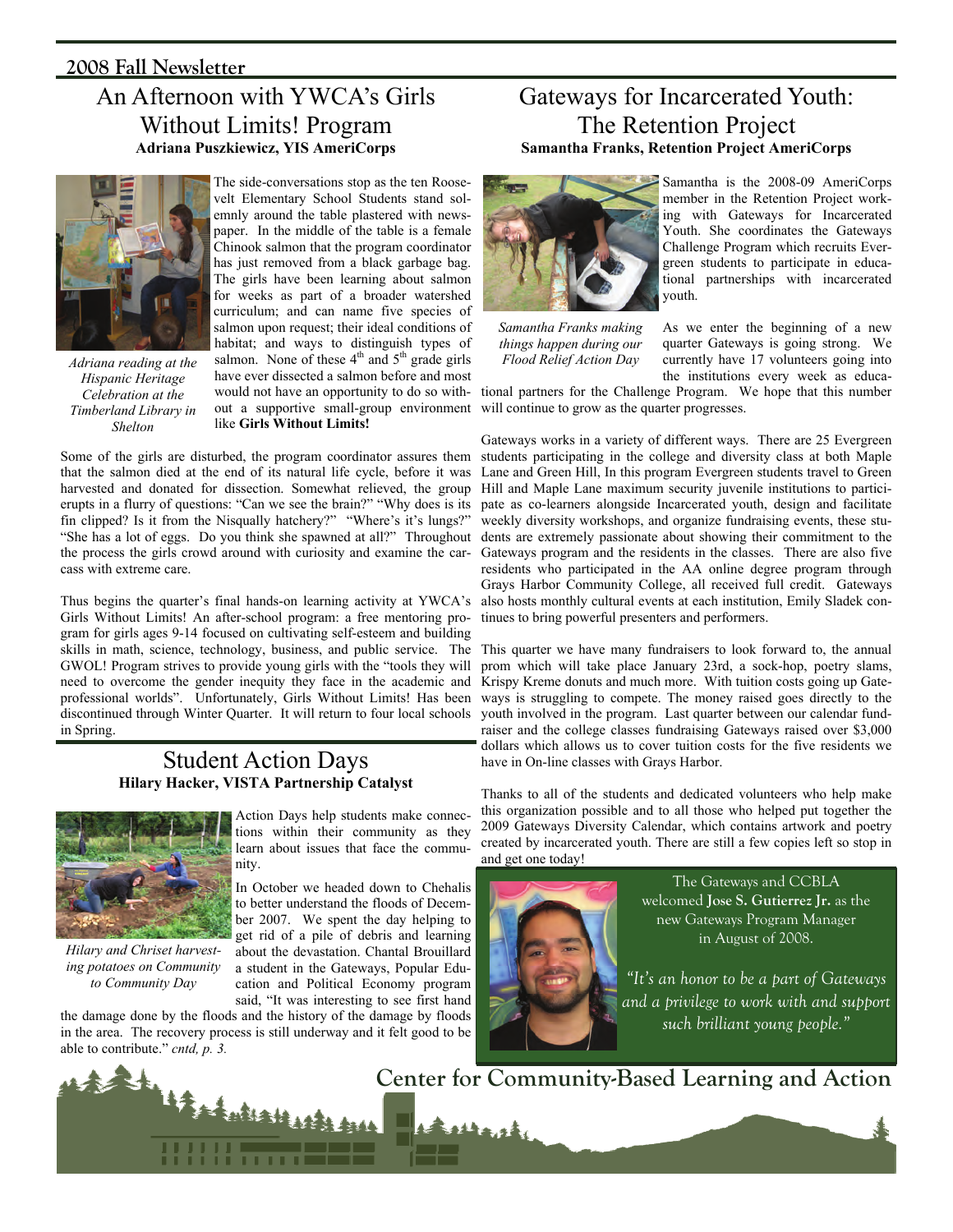## 2008 Fall Newsletter

# An Afternoon with YWCA's Girls Without Limits! Program

**Adriana Puszkiewicz, YIS AmeriCorps**

*Adriana reading at the Hispanic Heritage Celebration at the Timberland Library in Shelton*

The side-conversations stop as the ten Roosevelt Elementary School Students stand solemnly around the table plastered with newspaper. In the middle of the table is a female Chinook salmon that the program coordinator has just removed from a black garbage bag. The girls have been learning about salmon for weeks as part of a broader watershed curriculum; and can name five species of salmon upon request; their ideal conditions of habitat; and ways to distinguish types of salmon. None of these 4th and 5th grade girls have ever dissected a salmon before and most would not have an opportunity to do so without a supportive small-group environment like **Girls Without Limits!**

Some of the girls are disturbed, the program coordinator assures them that the salmon died at the end of its natural life cycle, before it was harvested and donated for dissection. Somewhat relieved, the group erupts in a flurry of questions: "Can we see the brain?" "Why does is its fin clipped? Is it from the Nisqually hatchery?" "Where's it's lungs?" "She has a lot of eggs. Do you think she spawned at all?" Throughout the process the girls crowd around with curiosity and examine the carcass with extreme care.

Thus begins the quarter's final hands-on learning activity at YWCA's Girls Without Limits! An after-school program: a free mentoring program for girls ages 9-14 focused on cultivating self-esteem and building skills in math, science, technology, business, and public service. The GWOL! Program strives to provide young girls with the "tools they will need to overcome the gender inequity they face in the academic and professional worlds". Unfortunately, Girls Without Limits! Has been discontinued through Winter Quarter. It will return to four local schools in Spring.

# Student Action Days

**Hilary Hacker, VISTA Partnership Catalyst**

*Hilary and Chriset harvesting potatoes on Community to Community Day*

Action Days help students make connections within their community as they learn about issues that face the community.

In October we headed down to Chehalis to better understand the floods of December 2007. We spent the day helping to get rid of a pile of debris and learning about the devastation. Chantal Brouillard a student in the Gateways, Popular Education and Political Economy program said, "It was interesting to see first hand the damage done by the floods and the history of the damage by floods in the area. The recovery process is still underway and it felt good to be able to contribute." *cntd, p. 3.*

# Gateways for Incarcerated Youth: The Retention Project

**Samantha Franks, Retention Project AmeriCorps**

*Samantha Franks making things happen during our Flood Relief Action Day*

Samantha is the 2008-09 AmeriCorps member in the Retention Project working with Gateways for Incarcerated Youth. She coordinates the Gateways Challenge Program which recruits Evergreen students to participate in educational partnerships with incarcerated youth.

As we enter the beginning of a new quarter Gateways is going strong. We currently have 17 volunteers going into the institutions every week as educational partners for the Challenge Program. We hope that this number will continue to grow as the quarter progresses.

Gateways works in a variety of different ways. There are 25 Evergreen students participating in the college and diversity class at both Maple Lane and Green Hill, In this program Evergreen students travel to Green Hill and Maple Lane maximum security juvenile institutions to participate as co-learners alongside Incarcerated youth, design and facilitate weekly diversity workshops, and organize fundraising events, these students are extremely passionate about showing their commitment to the Gateways program and the residents in the classes. There are also five residents who participated in the AA online degree program through Grays Harbor Community College, all received full credit. Gateways also hosts monthly cultural events at each institution, Emily Sladek continues to bring powerful presenters and performers.

This quarter we have many fundraisers to look forward to, the annual prom which will take place January 23rd, a sock-hop, poetry slams, Krispy Kreme donuts and much more. With tuition costs going up Gateways is struggling to compete. The money raised goes directly to the youth involved in the program. Last quarter between our calendar fundraiser and the college classes fundraising Gateways raised over $3,000 dollars which allows us to cover tuition costs for the five residents we have in On-line classes with Grays Harbor.

Thanks to all of the students and dedicated volunteers who help make this organization possible and to all those who helped put together the 2009 Gateways Diversity Calendar, which contains artwork and poetry created by incarcerated youth. There are still a few copies left so stop in and get one today!

The Gateways and CCBLA welcomed **Jose S. Gutierrez Jr.** as the new Gateways Program Manager in August of 2008.

*"It's an honor to be a part of Gateways and a privilege to work with and support such brilliant young people."*

## Center for Community-Based Learning and Action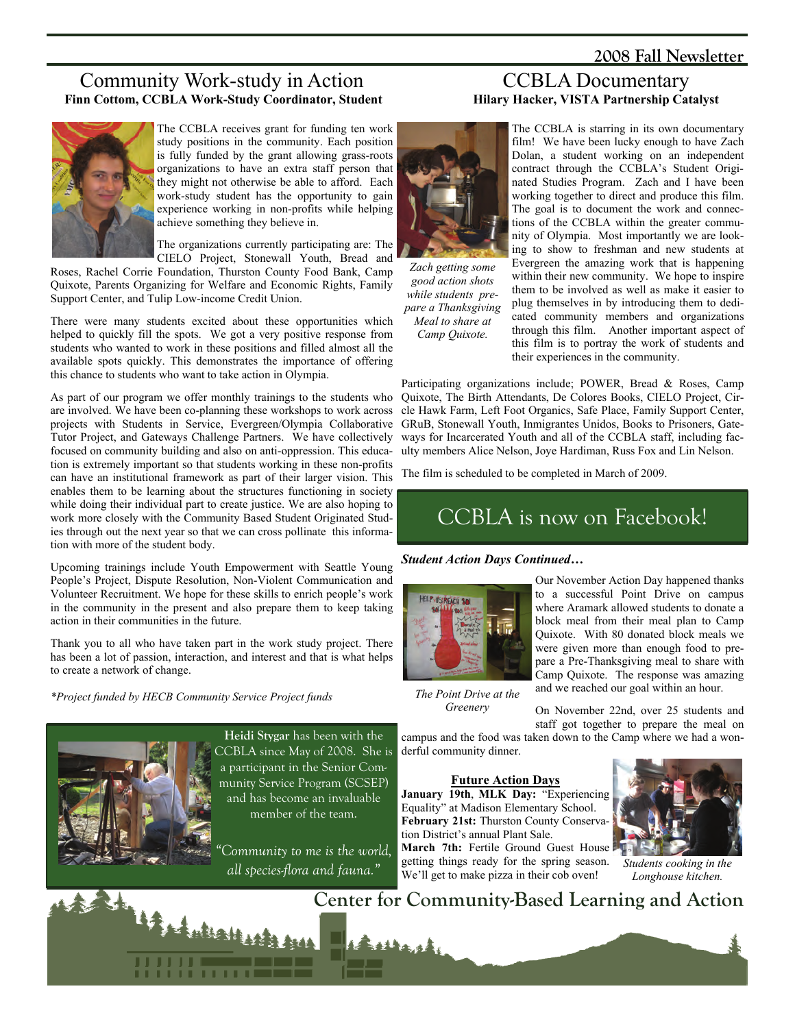## Community Work-study in Action

**Finn Cottom, CCBLA Work-Study Coordinator, Student**

The CCBLA receives grant for funding ten work study positions in the community. Each position is fully funded by the grant allowing grass-roots organizations to have an extra staff person that they might not otherwise be able to afford. Each work-study student has the opportunity to gain experience working in non-profits while helping achieve something they believe in.

The organizations currently participating are: The CIELO Project, Stonewall Youth, Bread and Roses, Rachel Corrie Foundation, Thurston County Food Bank, Camp Quixote, Parents Organizing for Welfare and Economic Rights, Family Support Center, and Tulip Low-income Credit Union.

There were many students excited about these opportunities which helped to quickly fill the spots. We got a very positive response from students who wanted to work in these positions and filled almost all the available spots quickly. This demonstrates the importance of offering this chance to students who want to take action in Olympia.

As part of our program we offer monthly trainings to the students who are involved. We have been co-planning these workshops to work across projects with Students in Service, Evergreen/Olympia Collaborative Tutor Project, and Gateways Challenge Partners. We have collectively focused on community building and also on anti-oppression. This education is extremely important so that students working in these non-profits can have an institutional framework as part of their larger vision. This enables them to be learning about the structures functioning in society while doing their individual part to create justice. We are also hoping to work more closely with the Community Based Student Originated Studies through out the next year so that we can cross pollinate this information with more of the student body.

Upcoming trainings include Youth Empowerment with Seattle Young People's Project, Dispute Resolution, Non-Violent Communication and Volunteer Recruitment. We hope for these skills to enrich people's work in the community in the present and also prepare them to keep taking action in their communities in the future.

Thank you to all who have taken part in the work study project. There has been a lot of passion, interaction, and interest and that is what helps to create a network of change.

*\*Project funded by HECB Community Service Project funds*

**Heidi Stygar** has been with the CCBLA since May of 2008. She is a participant in the Senior Community Service Program (SCSEP) and has become an invaluable member of the team.

*"Community to me is the world, all species-flora and fauna."*

## CCBLA Documentary

**Hilary Hacker, VISTA Partnership Catalyst**

*Zach getting some good action shots while students prepare a Thanksgiving Meal to share at Camp Quixote.*

The CCBLA is starring in its own documentary film! We have been lucky enough to have Zach Dolan, a student working on an independent contract through the CCBLA's Student Originated Studies Program. Zach and I have been working together to direct and produce this film. The goal is to document the work and connections of the CCBLA within the greater community of Olympia. Most importantly we are looking to show to freshman and new students at Evergreen the amazing work that is happening within their new community. We hope to inspire them to be involved as well as make it easier to plug themselves in by introducing them to dedicated community members and organizations through this film. Another important aspect of this film is to portray the work of students and their experiences in the community.

Participating organizations include; POWER, Bread & Roses, Camp Quixote, The Birth Attendants, De Colores Books, CIELO Project, Circle Hawk Farm, Left Foot Organics, Safe Place, Family Support Center, GRuB, Stonewall Youth, Inmigrantes Unidos, Books to Prisoners, Gateways for Incarcerated Youth and all of the CCBLA staff, including faculty members Alice Nelson, Joye Hardiman, Russ Fox and Lin Nelson.

The film is scheduled to be completed in March of 2009.

## CCBLA is now on Facebook!

***Student Action Days Continued…***

Our November Action Day happened thanks to a successful Point Drive on campus where Aramark allowed students to donate a block meal from their meal plan to Camp Quixote. With 80 donated block meals we were given more than enough food to prepare a Pre-Thanksgiving meal to share with Camp Quixote. The response was amazing and we reached our goal within an hour.

*The Point Drive at the Greenery*

On November 22nd, over 25 students and staff got together to prepare the meal on campus and the food was taken down to the Camp where we had a wonderful community dinner.

**Future Action Days**

**January 19th, MLK Day:** "Experiencing Equality" at Madison Elementary School.
**February 21st:** Thurston County Conservation District's annual Plant Sale.
**March 7th:** Fertile Ground Guest House getting things ready for the spring season. We'll get to make pizza in their cob oven!

*Students cooking in the Longhouse kitchen.*

**Center for Community-Based Learning and Action**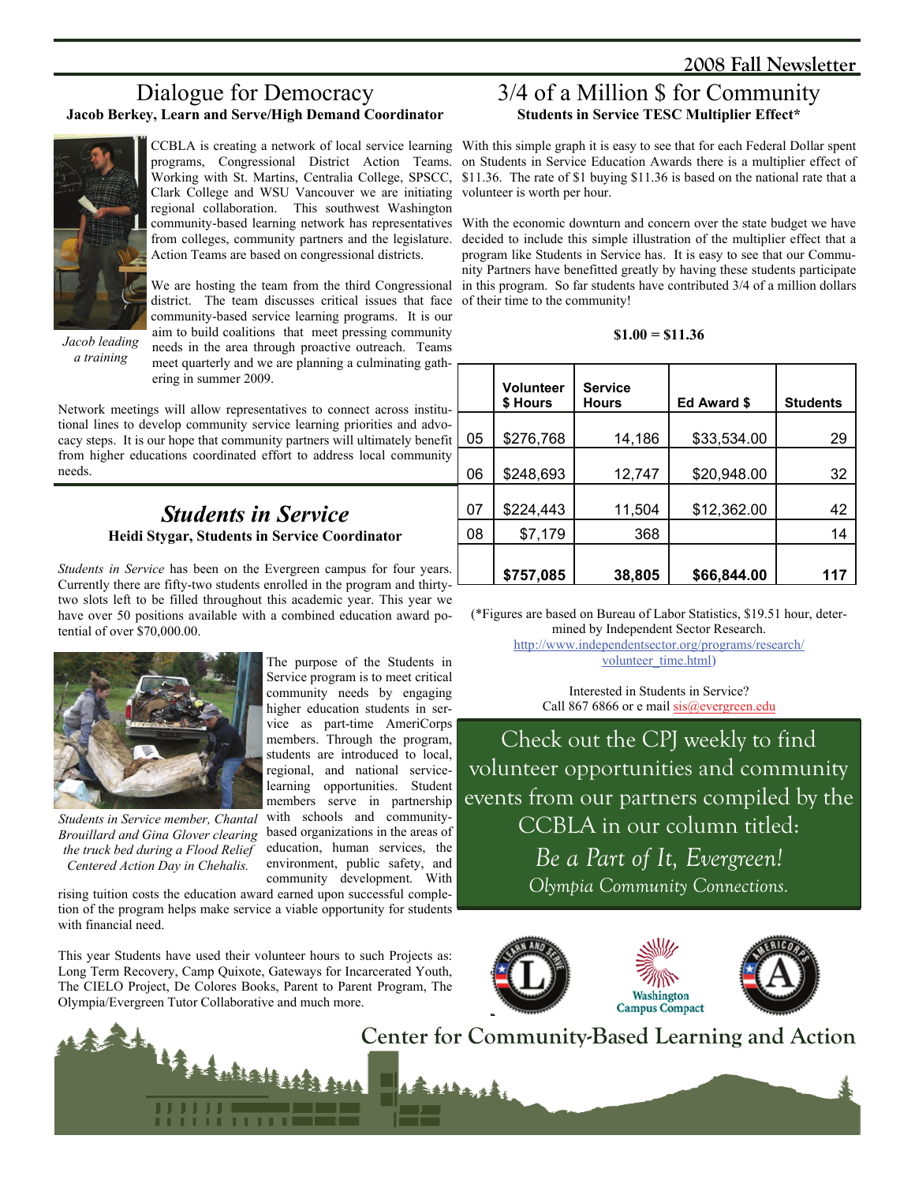## Dialogue for Democracy

**Jacob Berkey, Learn and Serve/High Demand Coordinator**

CCBLA is creating a network of local service learning programs, Congressional District Action Teams. Working with St. Martins, Centralia College, SPSCC, Clark College and WSU Vancouver we are initiating regional collaboration. This southwest Washington community-based learning network has representatives from colleges, community partners and the legislature. Action Teams are based on congressional districts.

*Jacob leading a training*

We are hosting the team from the third Congressional district. The team discusses critical issues that face community-based service learning programs. It is our aim to build coalitions that meet pressing community needs in the area through proactive outreach. Teams meet quarterly and we are planning a culminating gathering in summer 2009.

Network meetings will allow representatives to connect across institutional lines to develop community service learning priorities and advocacy steps. It is our hope that community partners will ultimately benefit from higher educations coordinated effort to address local community needs.

## *Students in Service*

**Heidi Stygar, Students in Service Coordinator**

*Students in Service* has been on the Evergreen campus for four years. Currently there are fifty-two students enrolled in the program and thirty-two slots left to be filled throughout this academic year. This year we have over 50 positions available with a combined education award potential of over $70,000.00.

*Students in Service member, Chantal Brouillard and Gina Glover clearing the truck bed during a Flood Relief Centered Action Day in Chehalis.*

The purpose of the Students in Service program is to meet critical community needs by engaging higher education students in service as part-time AmeriCorps members. Through the program, students are introduced to local, regional, and national service-learning opportunities. Student members serve in partnership with schools and community-based organizations in the areas of education, human services, the environment, public safety, and community development. With rising tuition costs the education award earned upon successful completion of the program helps make service a viable opportunity for students with financial need.

This year Students have used their volunteer hours to such Projects as: Long Term Recovery, Camp Quixote, Gateways for Incarcerated Youth, The CIELO Project, De Colores Books, Parent to Parent Program, The Olympia/Evergreen Tutor Collaborative and much more.

## 3/4 of a Million $ for Community

**Students in Service TESC Multiplier Effect\***

With this simple graph it is easy to see that for each Federal Dollar spent on Students in Service Education Awards there is a multiplier effect of $11.36. The rate of $1 buying $11.36 is based on the national rate that a volunteer is worth per hour.

With the economic downturn and concern over the state budget we have decided to include this simple illustration of the multiplier effect that a program like Students in Service has. It is easy to see that our Community Partners have benefitted greatly by having these students participate in this program. So far students have contributed 3/4 of a million dollars of their time to the community!

**$1.00 = $11.36**

| | Volunteer $ Hours | Service Hours | Ed Award $ | Students |
|---|---|---|---|---|
| 05 | $276,768 | 14,186 | $33,534.00 | 29 |
| 06 | $248,693 | 12,747 | $20,948.00 | 32 |
| 07 | $224,443 | 11,504 | $12,362.00 | 42 |
| 08 | $7,179 | 368 | | 14 |
| | **$757,085** | **38,805** | **$66,844.00** | **117** |

(\*Figures are based on Bureau of Labor Statistics, $19.51 hour, determined by Independent Sector Research. http://www.independentsector.org/programs/research/volunteer_time.html)

Interested in Students in Service?
Call 867 6866 or e mail sis@evergreen.edu

Check out the CPJ weekly to find volunteer opportunities and community events from our partners compiled by the CCBLA in our column titled:

*Be a Part of It, Evergreen!*

*Olympia Community Connections.*

Washington Campus Compact

**Center for Community-Based Learning and Action**